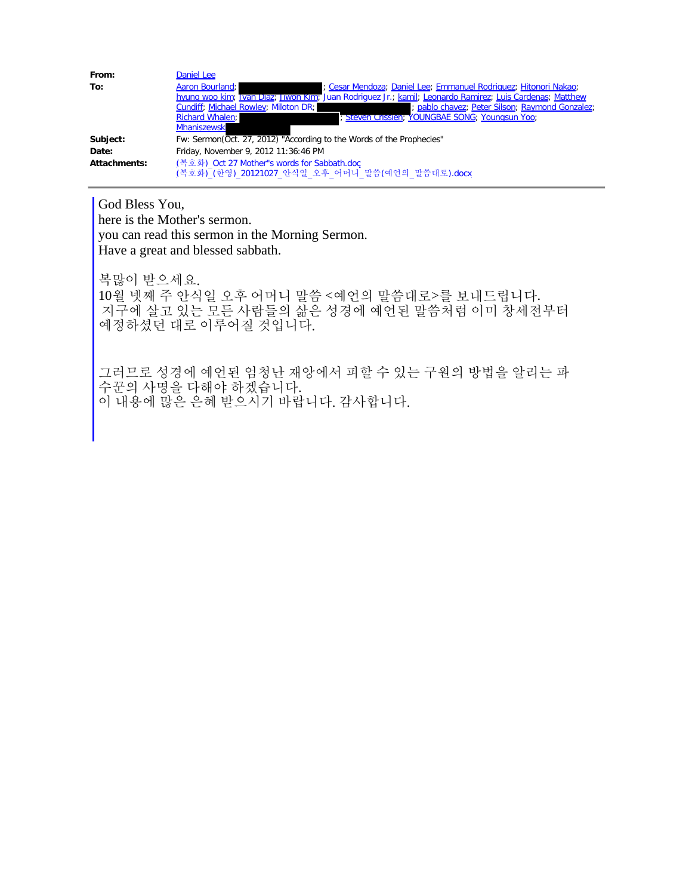**From:** Daniel Lee

**To:** Aaron Bourland; ; Cesar Mendoza; Daniel Lee; Emmanuel Rodriguez; Hitonori Nakao; hyung woo kim; Ivan Diaz; Jiwon Kim; Juan Rodriguez Jr.; kamil; Leonardo Ramirez; Luis Cardenas; Matthew Cundiff; Michael Rowley; Miloton DR; ; pablo chavez; Peter Silson; Raymond Gonzalez; Richard Whalen; ; Steven Crissien; YOUNGBAE SONG; Youngsun Yoo; Mhaniszewski

**Subject:** Fw: Sermon(Oct. 27, 2012) "According to the Words of the Prophecies"

**Date:** Friday, November 9, 2012 11:36:46 PM

**Attachments:** (복호화) Oct 27 Mother"s words for Sabbath.doc
(복호화)_(한영)_20121027_안식일_오후_어머니_말씀(예언의_말씀대로).docx

---

God Bless You,
here is the Mother's sermon.
you can read this sermon in the Morning Sermon.
Have a great and blessed sabbath.

복많이 받으세요.
10월 넷째 주 안식일 오후 어머니 말씀 <예언의 말씀대로>를 보내드립니다.
지구에 살고 있는 모든 사람들의 삶은 성경에 예언된 말씀처럼 이미 창세전부터 예정하셨던 대로 이루어질 것입니다.

그러므로 성경에 예언된 엄청난 재앙에서 피할 수 있는 구원의 방법을 알리는 파수꾼의 사명을 다해야 하겠습니다.
이 내용에 많은 은혜 받으시기 바랍니다. 감사합니다.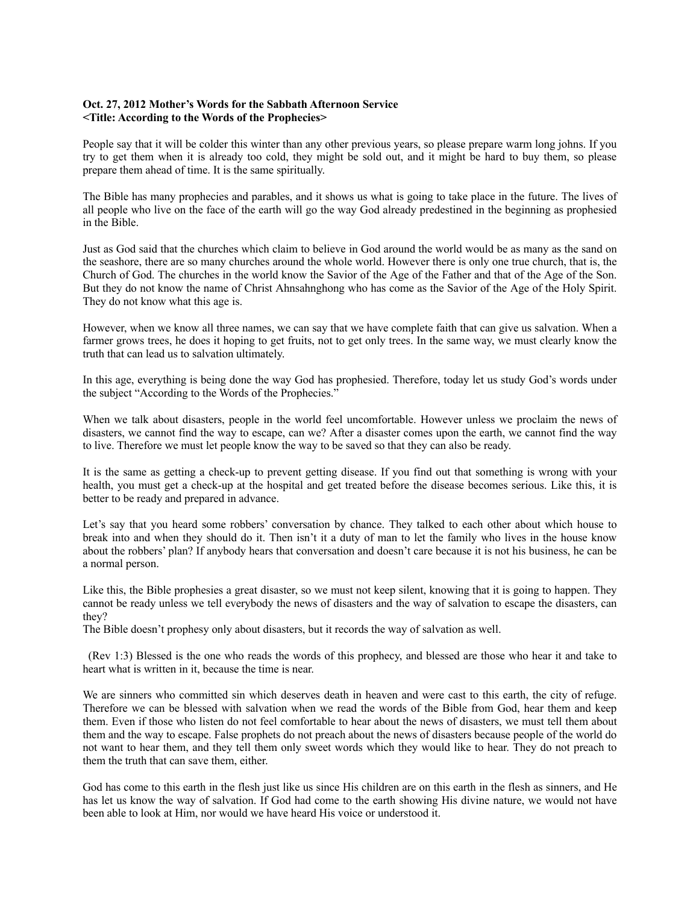**Oct. 27, 2012 Mother's Words for the Sabbath Afternoon Service**
**<Title: According to the Words of the Prophecies>**

People say that it will be colder this winter than any other previous years, so please prepare warm long johns. If you try to get them when it is already too cold, they might be sold out, and it might be hard to buy them, so please prepare them ahead of time. It is the same spiritually.

The Bible has many prophecies and parables, and it shows us what is going to take place in the future. The lives of all people who live on the face of the earth will go the way God already predestined in the beginning as prophesied in the Bible.

Just as God said that the churches which claim to believe in God around the world would be as many as the sand on the seashore, there are so many churches around the whole world. However there is only one true church, that is, the Church of God. The churches in the world know the Savior of the Age of the Father and that of the Age of the Son. But they do not know the name of Christ Ahnsahnghong who has come as the Savior of the Age of the Holy Spirit. They do not know what this age is.

However, when we know all three names, we can say that we have complete faith that can give us salvation. When a farmer grows trees, he does it hoping to get fruits, not to get only trees. In the same way, we must clearly know the truth that can lead us to salvation ultimately.

In this age, everything is being done the way God has prophesied. Therefore, today let us study God's words under the subject "According to the Words of the Prophecies."

When we talk about disasters, people in the world feel uncomfortable. However unless we proclaim the news of disasters, we cannot find the way to escape, can we? After a disaster comes upon the earth, we cannot find the way to live. Therefore we must let people know the way to be saved so that they can also be ready.

It is the same as getting a check-up to prevent getting disease. If you find out that something is wrong with your health, you must get a check-up at the hospital and get treated before the disease becomes serious. Like this, it is better to be ready and prepared in advance.

Let's say that you heard some robbers' conversation by chance. They talked to each other about which house to break into and when they should do it. Then isn't it a duty of man to let the family who lives in the house know about the robbers' plan? If anybody hears that conversation and doesn't care because it is not his business, he can be a normal person.

Like this, the Bible prophesies a great disaster, so we must not keep silent, knowing that it is going to happen. They cannot be ready unless we tell everybody the news of disasters and the way of salvation to escape the disasters, can they?
The Bible doesn't prophesy only about disasters, but it records the way of salvation as well.

(Rev 1:3) Blessed is the one who reads the words of this prophecy, and blessed are those who hear it and take to heart what is written in it, because the time is near.

We are sinners who committed sin which deserves death in heaven and were cast to this earth, the city of refuge. Therefore we can be blessed with salvation when we read the words of the Bible from God, hear them and keep them. Even if those who listen do not feel comfortable to hear about the news of disasters, we must tell them about them and the way to escape. False prophets do not preach about the news of disasters because people of the world do not want to hear them, and they tell them only sweet words which they would like to hear. They do not preach to them the truth that can save them, either.

God has come to this earth in the flesh just like us since His children are on this earth in the flesh as sinners, and He has let us know the way of salvation. If God had come to the earth showing His divine nature, we would not have been able to look at Him, nor would we have heard His voice or understood it.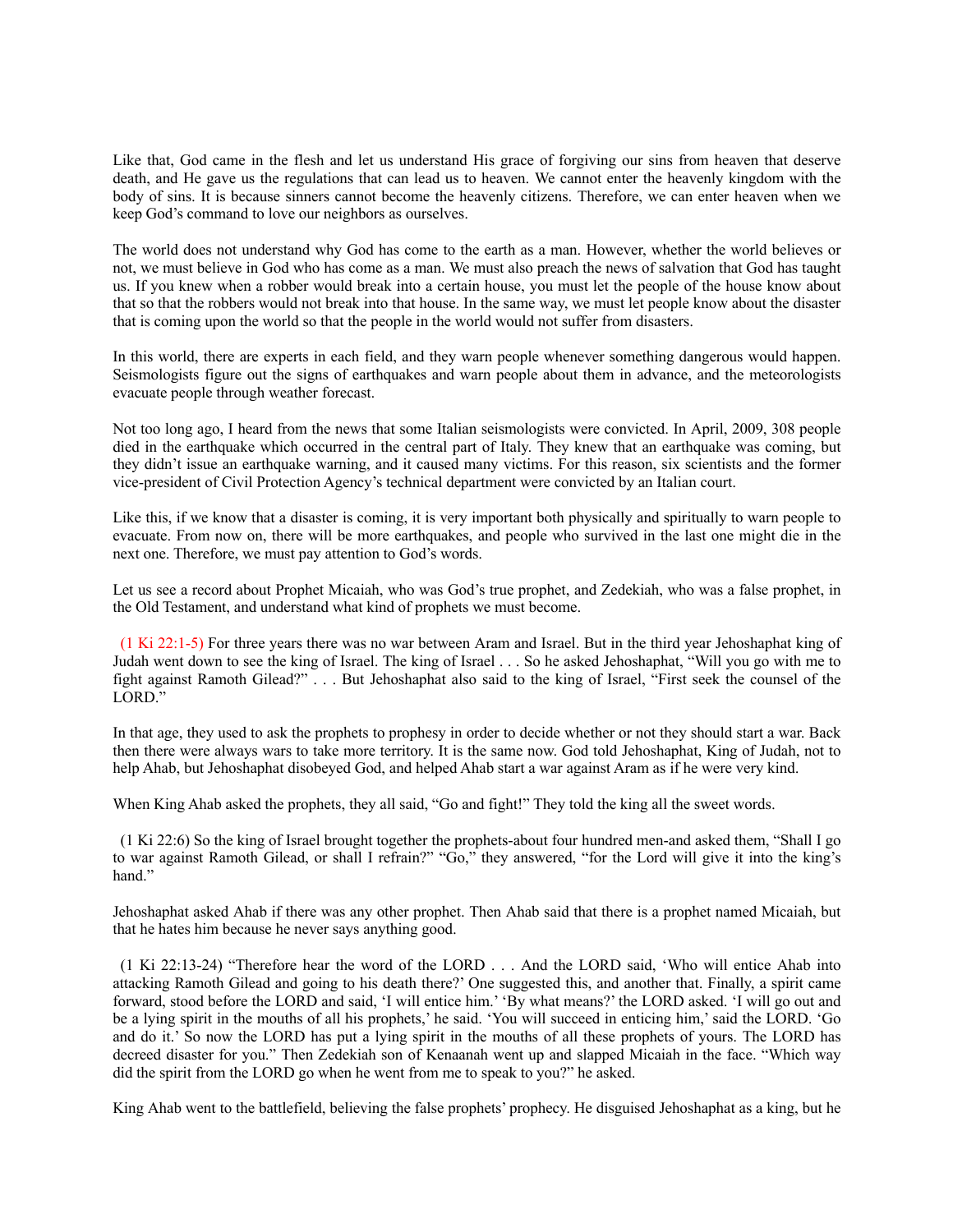Like that, God came in the flesh and let us understand His grace of forgiving our sins from heaven that deserve death, and He gave us the regulations that can lead us to heaven. We cannot enter the heavenly kingdom with the body of sins. It is because sinners cannot become the heavenly citizens. Therefore, we can enter heaven when we keep God's command to love our neighbors as ourselves.

The world does not understand why God has come to the earth as a man. However, whether the world believes or not, we must believe in God who has come as a man. We must also preach the news of salvation that God has taught us. If you knew when a robber would break into a certain house, you must let the people of the house know about that so that the robbers would not break into that house. In the same way, we must let people know about the disaster that is coming upon the world so that the people in the world would not suffer from disasters.

In this world, there are experts in each field, and they warn people whenever something dangerous would happen. Seismologists figure out the signs of earthquakes and warn people about them in advance, and the meteorologists evacuate people through weather forecast.

Not too long ago, I heard from the news that some Italian seismologists were convicted. In April, 2009, 308 people died in the earthquake which occurred in the central part of Italy. They knew that an earthquake was coming, but they didn't issue an earthquake warning, and it caused many victims. For this reason, six scientists and the former vice-president of Civil Protection Agency's technical department were convicted by an Italian court.

Like this, if we know that a disaster is coming, it is very important both physically and spiritually to warn people to evacuate. From now on, there will be more earthquakes, and people who survived in the last one might die in the next one. Therefore, we must pay attention to God's words.

Let us see a record about Prophet Micaiah, who was God's true prophet, and Zedekiah, who was a false prophet, in the Old Testament, and understand what kind of prophets we must become.

(1 Ki 22:1-5) For three years there was no war between Aram and Israel. But in the third year Jehoshaphat king of Judah went down to see the king of Israel. The king of Israel . . . So he asked Jehoshaphat, "Will you go with me to fight against Ramoth Gilead?" . . . But Jehoshaphat also said to the king of Israel, "First seek the counsel of the LORD."

In that age, they used to ask the prophets to prophesy in order to decide whether or not they should start a war. Back then there were always wars to take more territory. It is the same now. God told Jehoshaphat, King of Judah, not to help Ahab, but Jehoshaphat disobeyed God, and helped Ahab start a war against Aram as if he were very kind.

When King Ahab asked the prophets, they all said, "Go and fight!" They told the king all the sweet words.

(1 Ki 22:6) So the king of Israel brought together the prophets-about four hundred men-and asked them, "Shall I go to war against Ramoth Gilead, or shall I refrain?" "Go," they answered, "for the Lord will give it into the king's hand."

Jehoshaphat asked Ahab if there was any other prophet. Then Ahab said that there is a prophet named Micaiah, but that he hates him because he never says anything good.

(1 Ki 22:13-24) "Therefore hear the word of the LORD . . . And the LORD said, 'Who will entice Ahab into attacking Ramoth Gilead and going to his death there?' One suggested this, and another that. Finally, a spirit came forward, stood before the LORD and said, 'I will entice him.' 'By what means?' the LORD asked. 'I will go out and be a lying spirit in the mouths of all his prophets,' he said. 'You will succeed in enticing him,' said the LORD. 'Go and do it.' So now the LORD has put a lying spirit in the mouths of all these prophets of yours. The LORD has decreed disaster for you." Then Zedekiah son of Kenaanah went up and slapped Micaiah in the face. "Which way did the spirit from the LORD go when he went from me to speak to you?" he asked.

King Ahab went to the battlefield, believing the false prophets' prophecy. He disguised Jehoshaphat as a king, but he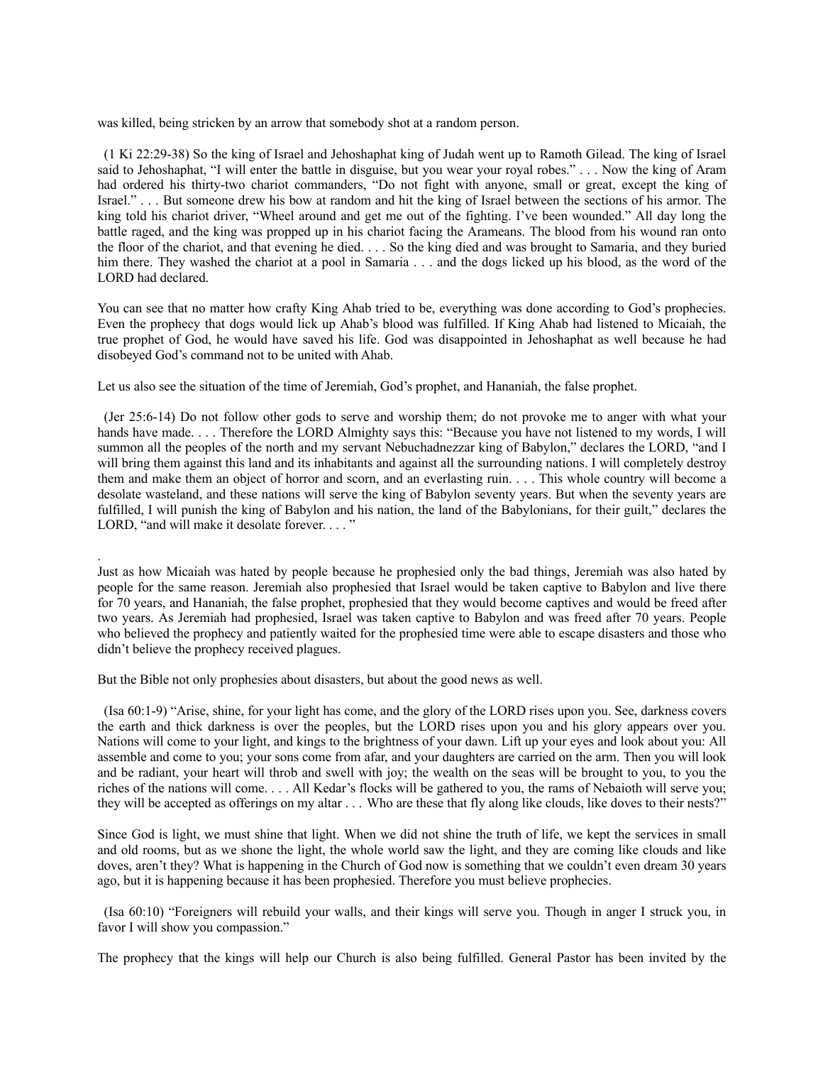was killed, being stricken by an arrow that somebody shot at a random person.

(1 Ki 22:29-38) So the king of Israel and Jehoshaphat king of Judah went up to Ramoth Gilead. The king of Israel said to Jehoshaphat, "I will enter the battle in disguise, but you wear your royal robes." . . . Now the king of Aram had ordered his thirty-two chariot commanders, "Do not fight with anyone, small or great, except the king of Israel." . . . But someone drew his bow at random and hit the king of Israel between the sections of his armor. The king told his chariot driver, "Wheel around and get me out of the fighting. I've been wounded." All day long the battle raged, and the king was propped up in his chariot facing the Arameans. The blood from his wound ran onto the floor of the chariot, and that evening he died. . . . So the king died and was brought to Samaria, and they buried him there. They washed the chariot at a pool in Samaria . . . and the dogs licked up his blood, as the word of the LORD had declared.

You can see that no matter how crafty King Ahab tried to be, everything was done according to God's prophecies. Even the prophecy that dogs would lick up Ahab's blood was fulfilled. If King Ahab had listened to Micaiah, the true prophet of God, he would have saved his life. God was disappointed in Jehoshaphat as well because he had disobeyed God's command not to be united with Ahab.

Let us also see the situation of the time of Jeremiah, God's prophet, and Hananiah, the false prophet.

(Jer 25:6-14) Do not follow other gods to serve and worship them; do not provoke me to anger with what your hands have made. . . . Therefore the LORD Almighty says this: "Because you have not listened to my words, I will summon all the peoples of the north and my servant Nebuchadnezzar king of Babylon," declares the LORD, "and I will bring them against this land and its inhabitants and against all the surrounding nations. I will completely destroy them and make them an object of horror and scorn, and an everlasting ruin. . . . This whole country will become a desolate wasteland, and these nations will serve the king of Babylon seventy years. But when the seventy years are fulfilled, I will punish the king of Babylon and his nation, the land of the Babylonians, for their guilt," declares the LORD, "and will make it desolate forever. . . . "

.

Just as how Micaiah was hated by people because he prophesied only the bad things, Jeremiah was also hated by people for the same reason. Jeremiah also prophesied that Israel would be taken captive to Babylon and live there for 70 years, and Hananiah, the false prophet, prophesied that they would become captives and would be freed after two years. As Jeremiah had prophesied, Israel was taken captive to Babylon and was freed after 70 years. People who believed the prophecy and patiently waited for the prophesied time were able to escape disasters and those who didn't believe the prophecy received plagues.

But the Bible not only prophesies about disasters, but about the good news as well.

(Isa 60:1-9) "Arise, shine, for your light has come, and the glory of the LORD rises upon you. See, darkness covers the earth and thick darkness is over the peoples, but the LORD rises upon you and his glory appears over you. Nations will come to your light, and kings to the brightness of your dawn. Lift up your eyes and look about you: All assemble and come to you; your sons come from afar, and your daughters are carried on the arm. Then you will look and be radiant, your heart will throb and swell with joy; the wealth on the seas will be brought to you, to you the riches of the nations will come. . . . All Kedar's flocks will be gathered to you, the rams of Nebaioth will serve you; they will be accepted as offerings on my altar . . . Who are these that fly along like clouds, like doves to their nests?"

Since God is light, we must shine that light. When we did not shine the truth of life, we kept the services in small and old rooms, but as we shone the light, the whole world saw the light, and they are coming like clouds and like doves, aren't they? What is happening in the Church of God now is something that we couldn't even dream 30 years ago, but it is happening because it has been prophesied. Therefore you must believe prophecies.

(Isa 60:10) "Foreigners will rebuild your walls, and their kings will serve you. Though in anger I struck you, in favor I will show you compassion."

The prophecy that the kings will help our Church is also being fulfilled. General Pastor has been invited by the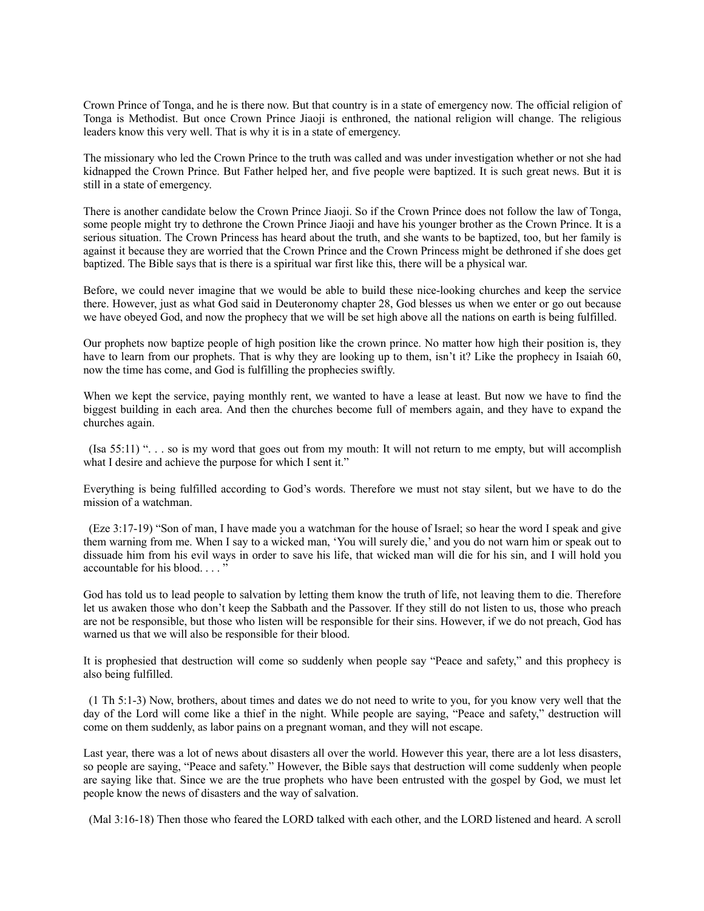Crown Prince of Tonga, and he is there now. But that country is in a state of emergency now. The official religion of Tonga is Methodist. But once Crown Prince Jiaoji is enthroned, the national religion will change. The religious leaders know this very well. That is why it is in a state of emergency.

The missionary who led the Crown Prince to the truth was called and was under investigation whether or not she had kidnapped the Crown Prince. But Father helped her, and five people were baptized. It is such great news. But it is still in a state of emergency.

There is another candidate below the Crown Prince Jiaoji. So if the Crown Prince does not follow the law of Tonga, some people might try to dethrone the Crown Prince Jiaoji and have his younger brother as the Crown Prince. It is a serious situation. The Crown Princess has heard about the truth, and she wants to be baptized, too, but her family is against it because they are worried that the Crown Prince and the Crown Princess might be dethroned if she does get baptized. The Bible says that is there is a spiritual war first like this, there will be a physical war.

Before, we could never imagine that we would be able to build these nice-looking churches and keep the service there. However, just as what God said in Deuteronomy chapter 28, God blesses us when we enter or go out because we have obeyed God, and now the prophecy that we will be set high above all the nations on earth is being fulfilled.

Our prophets now baptize people of high position like the crown prince. No matter how high their position is, they have to learn from our prophets. That is why they are looking up to them, isn't it? Like the prophecy in Isaiah 60, now the time has come, and God is fulfilling the prophecies swiftly.

When we kept the service, paying monthly rent, we wanted to have a lease at least. But now we have to find the biggest building in each area. And then the churches become full of members again, and they have to expand the churches again.

(Isa 55:11) ". . . so is my word that goes out from my mouth: It will not return to me empty, but will accomplish what I desire and achieve the purpose for which I sent it."

Everything is being fulfilled according to God's words. Therefore we must not stay silent, but we have to do the mission of a watchman.

(Eze 3:17-19) "Son of man, I have made you a watchman for the house of Israel; so hear the word I speak and give them warning from me. When I say to a wicked man, 'You will surely die,' and you do not warn him or speak out to dissuade him from his evil ways in order to save his life, that wicked man will die for his sin, and I will hold you accountable for his blood. . . . "

God has told us to lead people to salvation by letting them know the truth of life, not leaving them to die. Therefore let us awaken those who don't keep the Sabbath and the Passover. If they still do not listen to us, those who preach are not be responsible, but those who listen will be responsible for their sins. However, if we do not preach, God has warned us that we will also be responsible for their blood.

It is prophesied that destruction will come so suddenly when people say "Peace and safety," and this prophecy is also being fulfilled.

(1 Th 5:1-3) Now, brothers, about times and dates we do not need to write to you, for you know very well that the day of the Lord will come like a thief in the night. While people are saying, "Peace and safety," destruction will come on them suddenly, as labor pains on a pregnant woman, and they will not escape.

Last year, there was a lot of news about disasters all over the world. However this year, there are a lot less disasters, so people are saying, "Peace and safety." However, the Bible says that destruction will come suddenly when people are saying like that. Since we are the true prophets who have been entrusted with the gospel by God, we must let people know the news of disasters and the way of salvation.

(Mal 3:16-18) Then those who feared the LORD talked with each other, and the LORD listened and heard. A scroll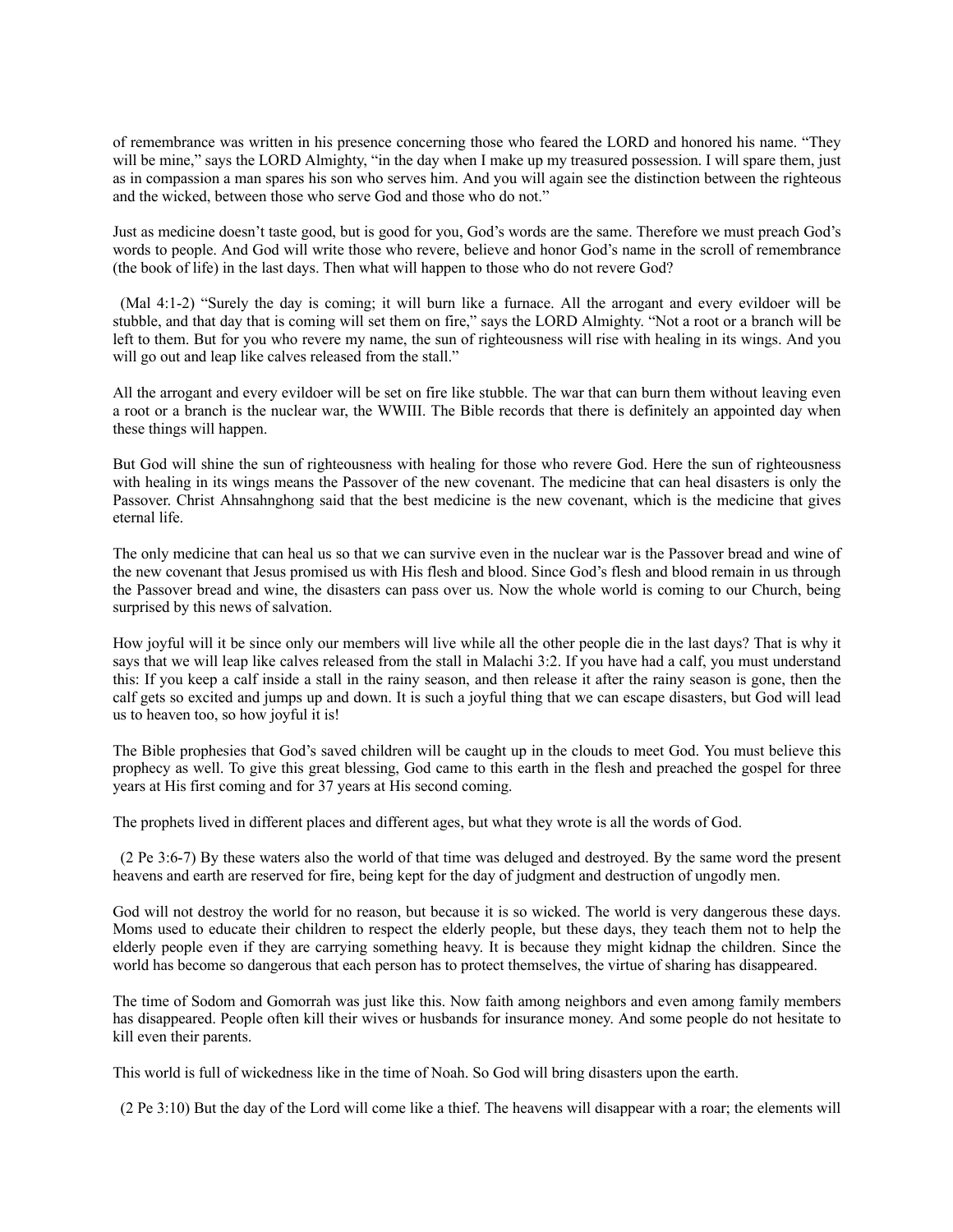of remembrance was written in his presence concerning those who feared the LORD and honored his name. “They will be mine,” says the LORD Almighty, “in the day when I make up my treasured possession. I will spare them, just as in compassion a man spares his son who serves him. And you will again see the distinction between the righteous and the wicked, between those who serve God and those who do not.”

Just as medicine doesn’t taste good, but is good for you, God’s words are the same. Therefore we must preach God’s words to people. And God will write those who revere, believe and honor God’s name in the scroll of remembrance (the book of life) in the last days. Then what will happen to those who do not revere God?

(Mal 4:1-2) “Surely the day is coming; it will burn like a furnace. All the arrogant and every evildoer will be stubble, and that day that is coming will set them on fire,” says the LORD Almighty. “Not a root or a branch will be left to them. But for you who revere my name, the sun of righteousness will rise with healing in its wings. And you will go out and leap like calves released from the stall.”

All the arrogant and every evildoer will be set on fire like stubble. The war that can burn them without leaving even a root or a branch is the nuclear war, the WWIII. The Bible records that there is definitely an appointed day when these things will happen.

But God will shine the sun of righteousness with healing for those who revere God. Here the sun of righteousness with healing in its wings means the Passover of the new covenant. The medicine that can heal disasters is only the Passover. Christ Ahnsahnghong said that the best medicine is the new covenant, which is the medicine that gives eternal life.

The only medicine that can heal us so that we can survive even in the nuclear war is the Passover bread and wine of the new covenant that Jesus promised us with His flesh and blood. Since God’s flesh and blood remain in us through the Passover bread and wine, the disasters can pass over us. Now the whole world is coming to our Church, being surprised by this news of salvation.

How joyful will it be since only our members will live while all the other people die in the last days? That is why it says that we will leap like calves released from the stall in Malachi 3:2. If you have had a calf, you must understand this: If you keep a calf inside a stall in the rainy season, and then release it after the rainy season is gone, then the calf gets so excited and jumps up and down. It is such a joyful thing that we can escape disasters, but God will lead us to heaven too, so how joyful it is!

The Bible prophesies that God’s saved children will be caught up in the clouds to meet God. You must believe this prophecy as well. To give this great blessing, God came to this earth in the flesh and preached the gospel for three years at His first coming and for 37 years at His second coming.

The prophets lived in different places and different ages, but what they wrote is all the words of God.

(2 Pe 3:6-7) By these waters also the world of that time was deluged and destroyed. By the same word the present heavens and earth are reserved for fire, being kept for the day of judgment and destruction of ungodly men.

God will not destroy the world for no reason, but because it is so wicked. The world is very dangerous these days. Moms used to educate their children to respect the elderly people, but these days, they teach them not to help the elderly people even if they are carrying something heavy. It is because they might kidnap the children. Since the world has become so dangerous that each person has to protect themselves, the virtue of sharing has disappeared.

The time of Sodom and Gomorrah was just like this. Now faith among neighbors and even among family members has disappeared. People often kill their wives or husbands for insurance money. And some people do not hesitate to kill even their parents.

This world is full of wickedness like in the time of Noah. So God will bring disasters upon the earth.

(2 Pe 3:10) But the day of the Lord will come like a thief. The heavens will disappear with a roar; the elements will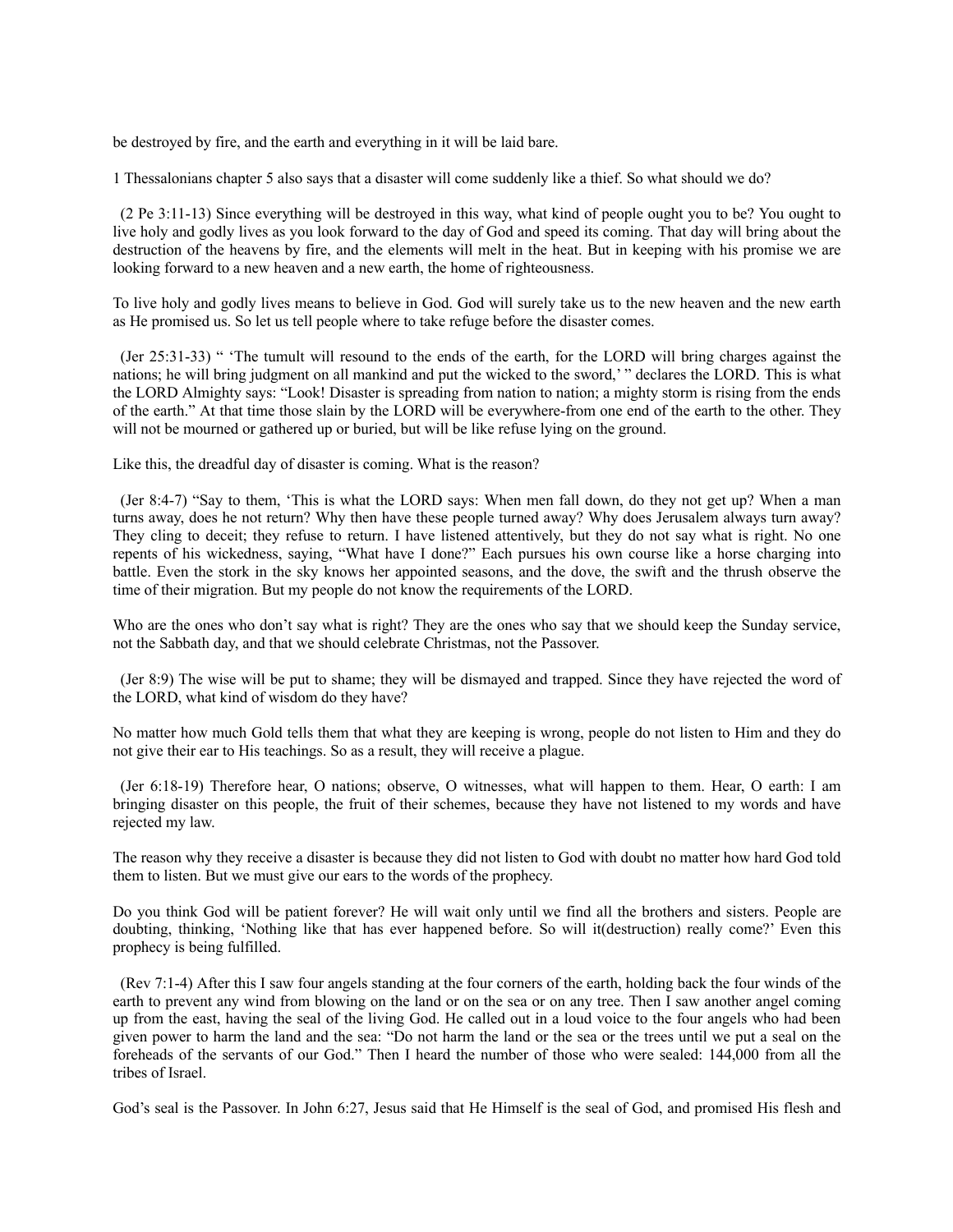be destroyed by fire, and the earth and everything in it will be laid bare.

1 Thessalonians chapter 5 also says that a disaster will come suddenly like a thief. So what should we do?

(2 Pe 3:11-13) Since everything will be destroyed in this way, what kind of people ought you to be? You ought to live holy and godly lives as you look forward to the day of God and speed its coming. That day will bring about the destruction of the heavens by fire, and the elements will melt in the heat. But in keeping with his promise we are looking forward to a new heaven and a new earth, the home of righteousness.

To live holy and godly lives means to believe in God. God will surely take us to the new heaven and the new earth as He promised us. So let us tell people where to take refuge before the disaster comes.

(Jer 25:31-33) " 'The tumult will resound to the ends of the earth, for the LORD will bring charges against the nations; he will bring judgment on all mankind and put the wicked to the sword,' " declares the LORD. This is what the LORD Almighty says: "Look! Disaster is spreading from nation to nation; a mighty storm is rising from the ends of the earth." At that time those slain by the LORD will be everywhere-from one end of the earth to the other. They will not be mourned or gathered up or buried, but will be like refuse lying on the ground.

Like this, the dreadful day of disaster is coming. What is the reason?

(Jer 8:4-7) "Say to them, 'This is what the LORD says: When men fall down, do they not get up? When a man turns away, does he not return? Why then have these people turned away? Why does Jerusalem always turn away? They cling to deceit; they refuse to return. I have listened attentively, but they do not say what is right. No one repents of his wickedness, saying, "What have I done?" Each pursues his own course like a horse charging into battle. Even the stork in the sky knows her appointed seasons, and the dove, the swift and the thrush observe the time of their migration. But my people do not know the requirements of the LORD.

Who are the ones who don't say what is right? They are the ones who say that we should keep the Sunday service, not the Sabbath day, and that we should celebrate Christmas, not the Passover.

(Jer 8:9) The wise will be put to shame; they will be dismayed and trapped. Since they have rejected the word of the LORD, what kind of wisdom do they have?

No matter how much Gold tells them that what they are keeping is wrong, people do not listen to Him and they do not give their ear to His teachings. So as a result, they will receive a plague.

(Jer 6:18-19) Therefore hear, O nations; observe, O witnesses, what will happen to them. Hear, O earth: I am bringing disaster on this people, the fruit of their schemes, because they have not listened to my words and have rejected my law.

The reason why they receive a disaster is because they did not listen to God with doubt no matter how hard God told them to listen. But we must give our ears to the words of the prophecy.

Do you think God will be patient forever? He will wait only until we find all the brothers and sisters. People are doubting, thinking, 'Nothing like that has ever happened before. So will it(destruction) really come?' Even this prophecy is being fulfilled.

(Rev 7:1-4) After this I saw four angels standing at the four corners of the earth, holding back the four winds of the earth to prevent any wind from blowing on the land or on the sea or on any tree. Then I saw another angel coming up from the east, having the seal of the living God. He called out in a loud voice to the four angels who had been given power to harm the land and the sea: "Do not harm the land or the sea or the trees until we put a seal on the foreheads of the servants of our God." Then I heard the number of those who were sealed: 144,000 from all the tribes of Israel.

God's seal is the Passover. In John 6:27, Jesus said that He Himself is the seal of God, and promised His flesh and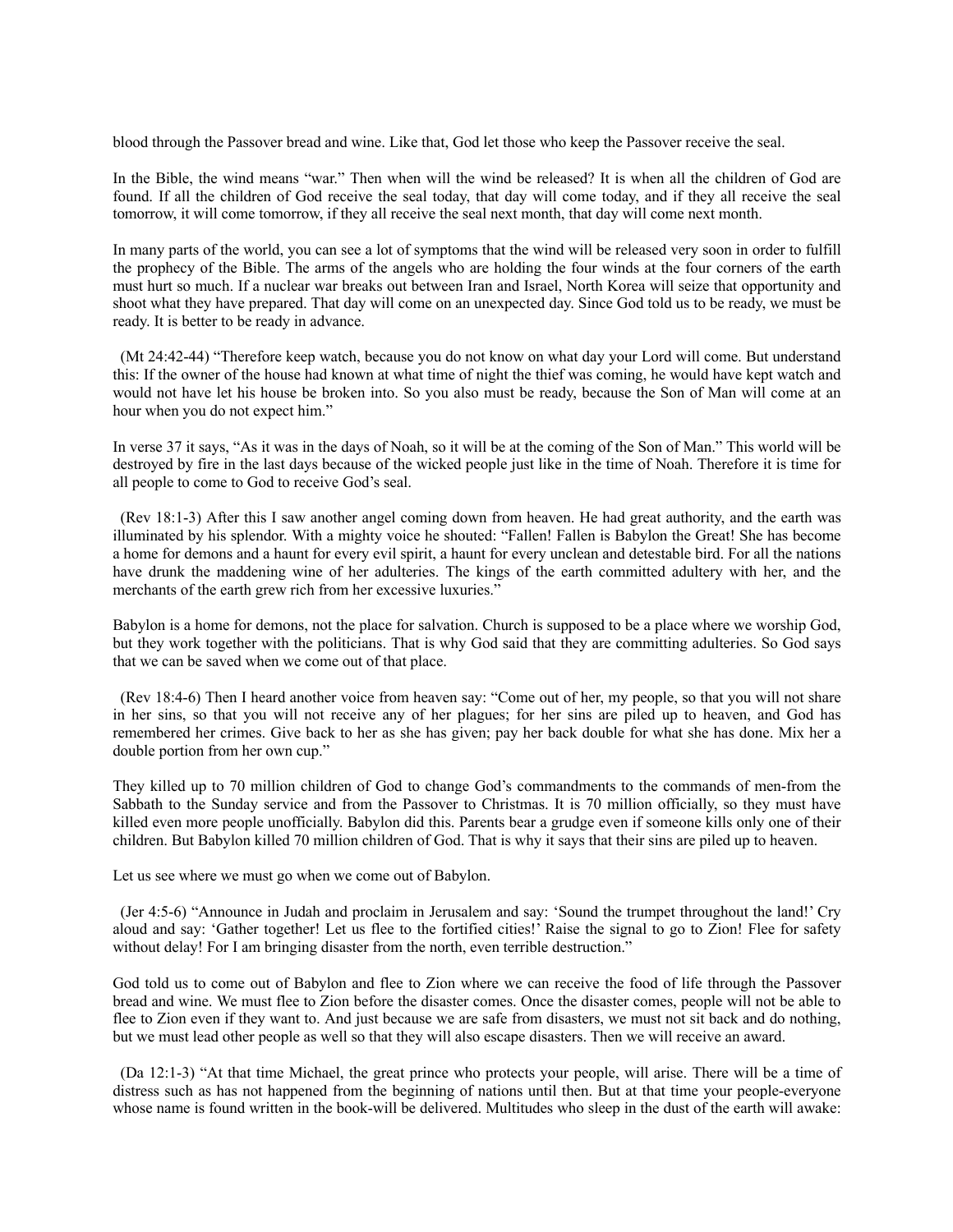blood through the Passover bread and wine. Like that, God let those who keep the Passover receive the seal.

In the Bible, the wind means "war." Then when will the wind be released? It is when all the children of God are found. If all the children of God receive the seal today, that day will come today, and if they all receive the seal tomorrow, it will come tomorrow, if they all receive the seal next month, that day will come next month.

In many parts of the world, you can see a lot of symptoms that the wind will be released very soon in order to fulfill the prophecy of the Bible. The arms of the angels who are holding the four winds at the four corners of the earth must hurt so much. If a nuclear war breaks out between Iran and Israel, North Korea will seize that opportunity and shoot what they have prepared. That day will come on an unexpected day. Since God told us to be ready, we must be ready. It is better to be ready in advance.

(Mt 24:42-44) "Therefore keep watch, because you do not know on what day your Lord will come. But understand this: If the owner of the house had known at what time of night the thief was coming, he would have kept watch and would not have let his house be broken into. So you also must be ready, because the Son of Man will come at an hour when you do not expect him."

In verse 37 it says, "As it was in the days of Noah, so it will be at the coming of the Son of Man." This world will be destroyed by fire in the last days because of the wicked people just like in the time of Noah. Therefore it is time for all people to come to God to receive God's seal.

(Rev 18:1-3) After this I saw another angel coming down from heaven. He had great authority, and the earth was illuminated by his splendor. With a mighty voice he shouted: "Fallen! Fallen is Babylon the Great! She has become a home for demons and a haunt for every evil spirit, a haunt for every unclean and detestable bird. For all the nations have drunk the maddening wine of her adulteries. The kings of the earth committed adultery with her, and the merchants of the earth grew rich from her excessive luxuries."

Babylon is a home for demons, not the place for salvation. Church is supposed to be a place where we worship God, but they work together with the politicians. That is why God said that they are committing adulteries. So God says that we can be saved when we come out of that place.

(Rev 18:4-6) Then I heard another voice from heaven say: "Come out of her, my people, so that you will not share in her sins, so that you will not receive any of her plagues; for her sins are piled up to heaven, and God has remembered her crimes. Give back to her as she has given; pay her back double for what she has done. Mix her a double portion from her own cup."

They killed up to 70 million children of God to change God's commandments to the commands of men-from the Sabbath to the Sunday service and from the Passover to Christmas. It is 70 million officially, so they must have killed even more people unofficially. Babylon did this. Parents bear a grudge even if someone kills only one of their children. But Babylon killed 70 million children of God. That is why it says that their sins are piled up to heaven.

Let us see where we must go when we come out of Babylon.

(Jer 4:5-6) "Announce in Judah and proclaim in Jerusalem and say: 'Sound the trumpet throughout the land!' Cry aloud and say: 'Gather together! Let us flee to the fortified cities!' Raise the signal to go to Zion! Flee for safety without delay! For I am bringing disaster from the north, even terrible destruction."

God told us to come out of Babylon and flee to Zion where we can receive the food of life through the Passover bread and wine. We must flee to Zion before the disaster comes. Once the disaster comes, people will not be able to flee to Zion even if they want to. And just because we are safe from disasters, we must not sit back and do nothing, but we must lead other people as well so that they will also escape disasters. Then we will receive an award.

(Da 12:1-3) "At that time Michael, the great prince who protects your people, will arise. There will be a time of distress such as has not happened from the beginning of nations until then. But at that time your people-everyone whose name is found written in the book-will be delivered. Multitudes who sleep in the dust of the earth will awake: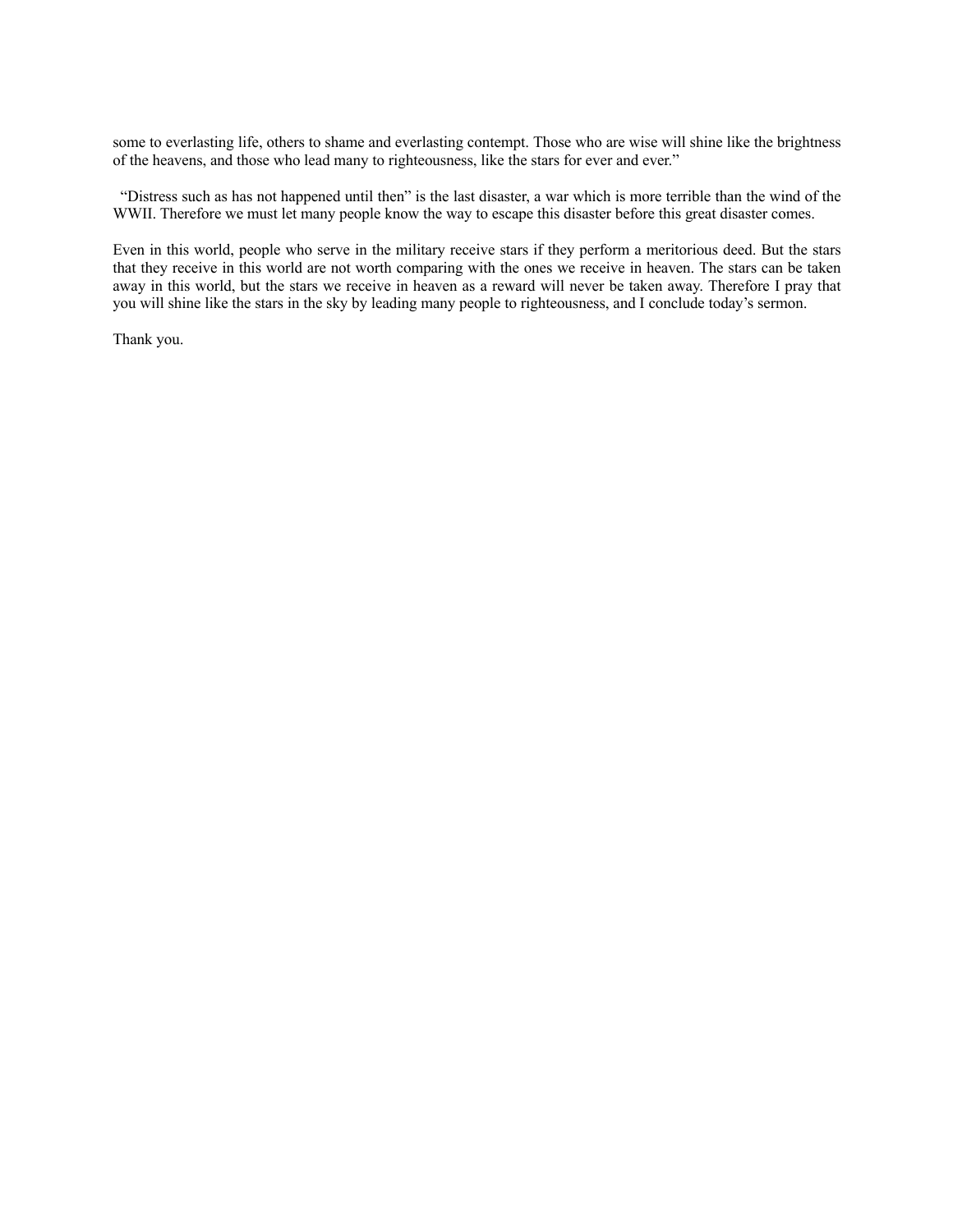some to everlasting life, others to shame and everlasting contempt. Those who are wise will shine like the brightness of the heavens, and those who lead many to righteousness, like the stars for ever and ever."

"Distress such as has not happened until then" is the last disaster, a war which is more terrible than the wind of the WWII. Therefore we must let many people know the way to escape this disaster before this great disaster comes.

Even in this world, people who serve in the military receive stars if they perform a meritorious deed. But the stars that they receive in this world are not worth comparing with the ones we receive in heaven. The stars can be taken away in this world, but the stars we receive in heaven as a reward will never be taken away. Therefore I pray that you will shine like the stars in the sky by leading many people to righteousness, and I conclude today's sermon.

Thank you.